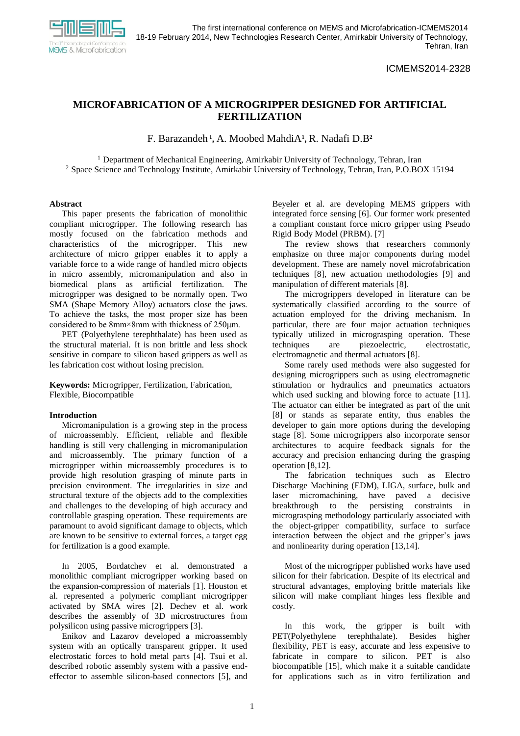ICMEMS2014-2328

# MICROFABRICATION OF A MICROGRIPPER DESIGNED FOR ARTIFICIAL FERTILIZATION

F. Barazandeh[1], A. Moobed MahdiA[1], R. Nadafi D.B[2]

[1] Department of Mechanical Engineering, Amirkabir University of Technology, Tehran, Iran
[2] Space Science and Technology Institute, Amirkabir University of Technology, Tehran, Iran, P.O.BOX 15194

## Abstract

This paper presents the fabrication of monolithic compliant microgripper. The following research has mostly focused on the fabrication methods and characteristics of the microgripper. This new architecture of micro gripper enables it to apply a variable force to a wide range of handled micro objects in micro assembly, micromanipulation and also in biomedical plans as artificial fertilization. The microgripper was designed to be normally open. Two SMA (Shape Memory Alloy) actuators close the jaws. To achieve the tasks, the most proper size has been considered to be 8mm×8mm with thickness of 250μm.

PET (Polyethylene terephthalate) has been used as the structural material. It is non brittle and less shock sensitive in compare to silicon based grippers as well as les fabrication cost without losing precision.

**Keywords:** Microgripper, Fertilization, Fabrication, Flexible, Biocompatible

## Introduction

Micromanipulation is a growing step in the process of microassembly. Efficient, reliable and flexible handling is still very challenging in micromanipulation and microassembly. The primary function of a microgripper within microassembly procedures is to provide high resolution grasping of minute parts in precision environment. The irregularities in size and structural texture of the objects add to the complexities and challenges to the developing of high accuracy and controllable grasping operation. These requirements are paramount to avoid significant damage to objects, which are known to be sensitive to external forces, a target egg for fertilization is a good example.

In 2005, Bordatchev et al. demonstrated a monolithic compliant microgripper working based on the expansion-compression of materials [1]. Houston et al. represented a polymeric compliant microgripper activated by SMA wires [2]. Dechev et al. work describes the assembly of 3D microstructures from polysilicon using passive microgrippers [3].

Enikov and Lazarov developed a microassembly system with an optically transparent gripper. It used electrostatic forces to hold metal parts [4]. Tsui et al. described robotic assembly system with a passive end-effector to assemble silicon-based connectors [5], and Beyeler et al. are developing MEMS grippers with integrated force sensing [6]. Our former work presented a compliant constant force micro gripper using Pseudo Rigid Body Model (PRBM). [7]

The review shows that researchers commonly emphasize on three major components during model development. These are namely novel microfabrication techniques [8], new actuation methodologies [9] and manipulation of different materials [8].

The microgrippers developed in literature can be systematically classified according to the source of actuation employed for the driving mechanism. In particular, there are four major actuation techniques typically utilized in micrograsping operation. These techniques are piezoelectric, electrostatic, electromagnetic and thermal actuators [8].

Some rarely used methods were also suggested for designing microgrippers such as using electromagnetic stimulation or hydraulics and pneumatics actuators which used sucking and blowing force to actuate [11]. The actuator can either be integrated as part of the unit [8] or stands as separate entity, thus enables the developer to gain more options during the developing stage [8]. Some microgrippers also incorporate sensor architectures to acquire feedback signals for the accuracy and precision enhancing during the grasping operation [8,12].

The fabrication techniques such as Electro Discharge Machining (EDM), LIGA, surface, bulk and laser micromachining, have paved a decisive breakthrough to the persisting constraints in micrograsping methodology particularly associated with the object-gripper compatibility, surface to surface interaction between the object and the gripper's jaws and nonlinearity during operation [13,14].

Most of the microgripper published works have used silicon for their fabrication. Despite of its electrical and structural advantages, employing brittle materials like silicon will make compliant hinges less flexible and costly.

In this work, the gripper is built with PET(Polyethylene terephthalate). Besides higher flexibility, PET is easy, accurate and less expensive to fabricate in compare to silicon. PET is also biocompatible [15], which make it a suitable candidate for applications such as in vitro fertilization and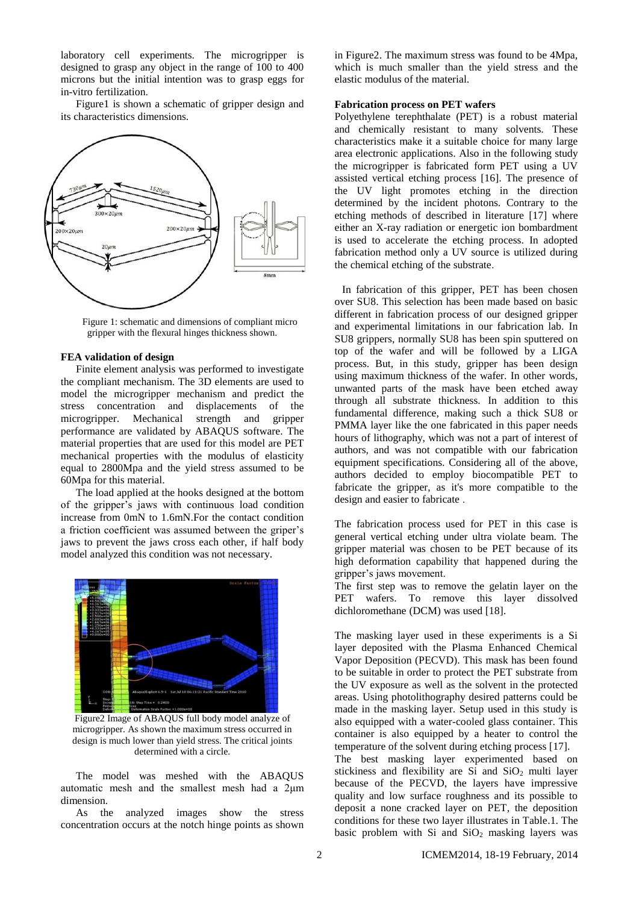laboratory cell experiments. The microgripper is designed to grasp any object in the range of 100 to 400 microns but the initial intention was to grasp eggs for in-vitro fertilization.

Figure1 is shown a schematic of gripper design and its characteristics dimensions.

730μm
1520μm
300×20μm
200×20μm
200×20μm
20μm
8mm

Figure 1: schematic and dimensions of compliant micro gripper with the flexural hinges thickness shown.

**FEA validation of design**

Finite element analysis was performed to investigate the compliant mechanism. The 3D elements are used to model the microgripper mechanism and predict the stress concentration and displacements of the microgripper. Mechanical strength and gripper performance are validated by ABAQUS software. The material properties that are used for this model are PET mechanical properties with the modulus of elasticity equal to 2800Mpa and the yield stress assumed to be 60Mpa for this material.

The load applied at the hooks designed at the bottom of the gripper's jaws with continuous load condition increase from 0mN to 1.6mN.For the contact condition a friction coefficient was assumed between the griper's jaws to prevent the jaws cross each other, if half body model analyzed this condition was not necessary.

Figure2 Image of ABAQUS full body model analyze of microgripper. As shown the maximum stress occurred in design is much lower than yield stress. The critical joints determined with a circle.

The model was meshed with the ABAQUS automatic mesh and the smallest mesh had a 2μm dimension.

As the analyzed images show the stress concentration occurs at the notch hinge points as shown in Figure2. The maximum stress was found to be 4Mpa, which is much smaller than the yield stress and the elastic modulus of the material.

**Fabrication process on PET wafers**

Polyethylene terephthalate (PET) is a robust material and chemically resistant to many solvents. These characteristics make it a suitable choice for many large area electronic applications. Also in the following study the microgripper is fabricated form PET using a UV assisted vertical etching process [16]. The presence of the UV light promotes etching in the direction determined by the incident photons. Contrary to the etching methods of described in literature [17] where either an X-ray radiation or energetic ion bombardment is used to accelerate the etching process. In adopted fabrication method only a UV source is utilized during the chemical etching of the substrate.

In fabrication of this gripper, PET has been chosen over SU8. This selection has been made based on basic different in fabrication process of our designed gripper and experimental limitations in our fabrication lab. In SU8 grippers, normally SU8 has been spin sputtered on top of the wafer and will be followed by a LIGA process. But, in this study, gripper has been design using maximum thickness of the wafer. In other words, unwanted parts of the mask have been etched away through all substrate thickness. In addition to this fundamental difference, making such a thick SU8 or PMMA layer like the one fabricated in this paper needs hours of lithography, which was not a part of interest of authors, and was not compatible with our fabrication equipment specifications. Considering all of the above, authors decided to employ biocompatible PET to fabricate the gripper, as it's more compatible to the design and easier to fabricate .

The fabrication process used for PET in this case is general vertical etching under ultra violate beam. The gripper material was chosen to be PET because of its high deformation capability that happened during the gripper's jaws movement.

The first step was to remove the gelatin layer on the PET wafers. To remove this layer dissolved dichloromethane (DCM) was used [18].

The masking layer used in these experiments is a Si layer deposited with the Plasma Enhanced Chemical Vapor Deposition (PECVD). This mask has been found to be suitable in order to protect the PET substrate from the UV exposure as well as the solvent in the protected areas. Using photolithography desired patterns could be made in the masking layer. Setup used in this study is also equipped with a water-cooled glass container. This container is also equipped by a heater to control the temperature of the solvent during etching process [17].

The best masking layer experimented based on stickiness and flexibility are Si and $SiO_2$ multi layer because of the PECVD, the layers have impressive quality and low surface roughness and its possible to deposit a none cracked layer on PET, the deposition conditions for these two layer illustrates in Table.1. The basic problem with Si and $SiO_2$ masking layers was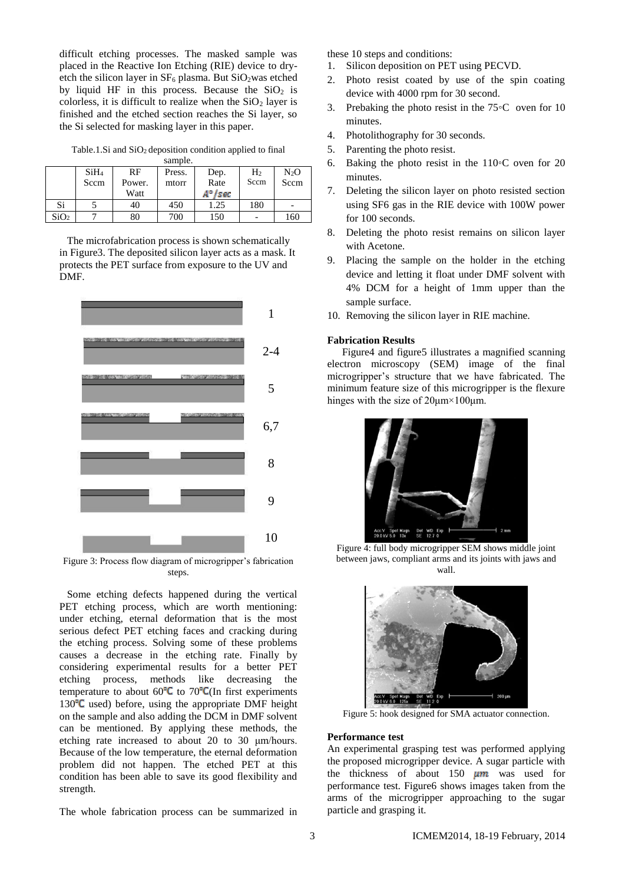difficult etching processes. The masked sample was placed in the Reactive Ion Etching (RIE) device to dry-etch the silicon layer in $SF_6$ plasma. But $SiO_2$was etched by liquid HF in this process. Because the $SiO_2$ is colorless, it is difficult to realize when the $SiO_2$ layer is finished and the etched section reaches the Si layer, so the Si selected for masking layer in this paper.

Table.1.Si and $SiO_2$ deposition condition applied to final sample.

| | $SiH_4$ Sccm | RF Power. Watt | Press. mtorr | Dep. Rate A°/sec | $H_2$ Sccm | $N_2O$ Sccm |
|---|---|---|---|---|---|---|
| Si | 5 | 40 | 450 | 1.25 | 180 | - |
| $SiO_2$ | 7 | 80 | 700 | 150 | - | 160 |

The microfabrication process is shown schematically in Figure3. The deposited silicon layer acts as a mask. It protects the PET surface from exposure to the UV and DMF.

1

2-4

5

6,7

8

9

10

Figure 3: Process flow diagram of microgripper's fabrication steps.

Some etching defects happened during the vertical PET etching process, which are worth mentioning: under etching, eternal deformation that is the most serious defect PET etching faces and cracking during the etching process. Solving some of these problems causes a decrease in the etching rate. Finally by considering experimental results for a better PET etching process, methods like decreasing the temperature to about 60℃ to 70℃(In first experiments 130℃ used) before, using the appropriate DMF height on the sample and also adding the DCM in DMF solvent can be mentioned. By applying these methods, the etching rate increased to about 20 to 30 μm/hours. Because of the low temperature, the eternal deformation problem did not happen. The etched PET at this condition has been able to save its good flexibility and strength.

The whole fabrication process can be summarized in these 10 steps and conditions:

1. Silicon deposition on PET using PECVD.
2. Photo resist coated by use of the spin coating device with 4000 rpm for 30 second.
3. Prebaking the photo resist in the 75◦C oven for 10 minutes.
4. Photolithography for 30 seconds.
5. Parenting the photo resist.
6. Baking the photo resist in the 110◦C oven for 20 minutes.
7. Deleting the silicon layer on photo resisted section using SF6 gas in the RIE device with 100W power for 100 seconds.
8. Deleting the photo resist remains on silicon layer with Acetone.
9. Placing the sample on the holder in the etching device and letting it float under DMF solvent with 4% DCM for a height of 1mm upper than the sample surface.
10. Removing the silicon layer in RIE machine.

**Fabrication Results**

Figure4 and figure5 illustrates a magnified scanning electron microscopy (SEM) image of the final microgripper's structure that we have fabricated. The minimum feature size of this microgripper is the flexure hinges with the size of 20μm×100μm.

Figure 4: full body microgripper SEM shows middle joint between jaws, compliant arms and its joints with jaws and wall.

Figure 5: hook designed for SMA actuator connection.

**Performance test**

An experimental grasping test was performed applying the proposed microgripper device. A sugar particle with the thickness of about 150 μm was used for performance test. Figure6 shows images taken from the arms of the microgripper approaching to the sugar particle and grasping it.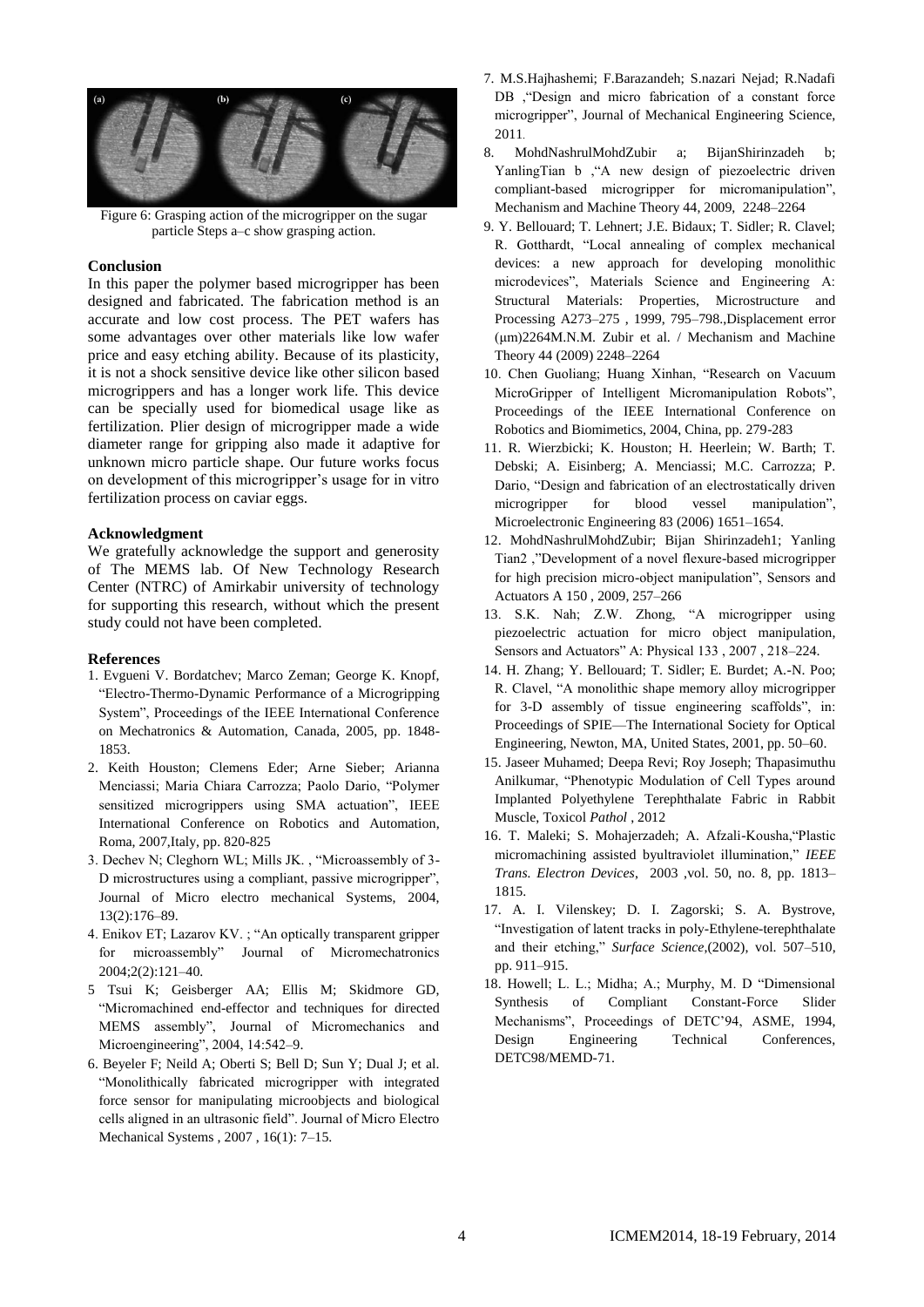Figure 6: Grasping action of the microgripper on the sugar particle Steps a–c show grasping action.

## Conclusion

In this paper the polymer based microgripper has been designed and fabricated. The fabrication method is an accurate and low cost process. The PET wafers has some advantages over other materials like low wafer price and easy etching ability. Because of its plasticity, it is not a shock sensitive device like other silicon based microgrippers and has a longer work life. This device can be specially used for biomedical usage like as fertilization. Plier design of microgripper made a wide diameter range for gripping also made it adaptive for unknown micro particle shape. Our future works focus on development of this microgripper's usage for in vitro fertilization process on caviar eggs.

## Acknowledgment

We gratefully acknowledge the support and generosity of The MEMS lab. Of New Technology Research Center (NTRC) of Amirkabir university of technology for supporting this research, without which the present study could not have been completed.

## References

1. Evgueni V. Bordatchev; Marco Zeman; George K. Knopf, "Electro-Thermo-Dynamic Performance of a Microgripping System", Proceedings of the IEEE International Conference on Mechatronics & Automation, Canada, 2005, pp. 1848-1853.
2. Keith Houston; Clemens Eder; Arne Sieber; Arianna Menciassi; Maria Chiara Carrozza; Paolo Dario, "Polymer sensitized microgrippers using SMA actuation", IEEE International Conference on Robotics and Automation, Roma, 2007,Italy, pp. 820-825
3. Dechev N; Cleghorn WL; Mills JK. , "Microassembly of 3-D microstructures using a compliant, passive microgripper", Journal of Micro electro mechanical Systems, 2004, 13(2):176–89.
4. Enikov ET; Lazarov KV. ; "An optically transparent gripper for microassembly" Journal of Micromechatronics 2004;2(2):121–40.
5 Tsui K; Geisberger AA; Ellis M; Skidmore GD, "Micromachined end-effector and techniques for directed MEMS assembly", Journal of Micromechanics and Microengineering", 2004, 14:542–9.
6. Beyeler F; Neild A; Oberti S; Bell D; Sun Y; Dual J; et al. "Monolithically fabricated microgripper with integrated force sensor for manipulating microobjects and biological cells aligned in an ultrasonic field". Journal of Micro Electro Mechanical Systems , 2007 , 16(1): 7–15.
7. M.S.Hajhashemi; F.Barazandeh; S.nazari Nejad; R.Nadafi DB ,"Design and micro fabrication of a constant force microgripper", Journal of Mechanical Engineering Science, 2011.
8. MohdNashrulMohdZubir a; BijanShirinzadeh b; YanlingTian b ,"A new design of piezoelectric driven compliant-based microgripper for micromanipulation", Mechanism and Machine Theory 44, 2009, 2248–2264
9. Y. Bellouard; T. Lehnert; J.E. Bidaux; T. Sidler; R. Clavel; R. Gotthardt, "Local annealing of complex mechanical devices: a new approach for developing monolithic microdevices", Materials Science and Engineering A: Structural Materials: Properties, Microstructure and Processing A273–275 , 1999, 795–798.,Displacement error (μm)2264M.N.M. Zubir et al. / Mechanism and Machine Theory 44 (2009) 2248–2264
10. Chen Guoliang; Huang Xinhan, "Research on Vacuum MicroGripper of Intelligent Micromanipulation Robots", Proceedings of the IEEE International Conference on Robotics and Biomimetics, 2004, China, pp. 279-283
11. R. Wierzbicki; K. Houston; H. Heerlein; W. Barth; T. Debski; A. Eisinberg; A. Menciassi; M.C. Carrozza; P. Dario, "Design and fabrication of an electrostatically driven microgripper for blood vessel manipulation", Microelectronic Engineering 83 (2006) 1651–1654.
12. MohdNashrulMohdZubir; Bijan Shirinzadeh1; Yanling Tian2 ,"Development of a novel flexure-based microgripper for high precision micro-object manipulation", Sensors and Actuators A 150 , 2009, 257–266
13. S.K. Nah; Z.W. Zhong, "A microgripper using piezoelectric actuation for micro object manipulation, Sensors and Actuators" A: Physical 133 , 2007 , 218–224.
14. H. Zhang; Y. Bellouard; T. Sidler; E. Burdet; A.-N. Poo; R. Clavel, "A monolithic shape memory alloy microgripper for 3-D assembly of tissue engineering scaffolds", in: Proceedings of SPIE—The International Society for Optical Engineering, Newton, MA, United States, 2001, pp. 50–60.
15. Jaseer Muhamed; Deepa Revi; Roy Joseph; Thapasimuthu Anilkumar, "Phenotypic Modulation of Cell Types around Implanted Polyethylene Terephthalate Fabric in Rabbit Muscle, Toxicol *Pathol* , 2012
16. T. Maleki; S. Mohajerzadeh; A. Afzali-Kousha,"Plastic micromachining assisted byultraviolet illumination," *IEEE Trans. Electron Devices*, 2003 ,vol. 50, no. 8, pp. 1813–1815.
17. A. I. Vilenskey; D. I. Zagorski; S. A. Bystrove, "Investigation of latent tracks in poly-Ethylene-terephthalate and their etching," *Surface Science*,(2002), vol. 507–510, pp. 911–915.
18. Howell; L. L.; Midha; A.; Murphy, M. D "Dimensional Synthesis of Compliant Constant-Force Slider Mechanisms", Proceedings of DETC'94, ASME, 1994, Design Engineering Technical Conferences, DETC98/MEMD-71.